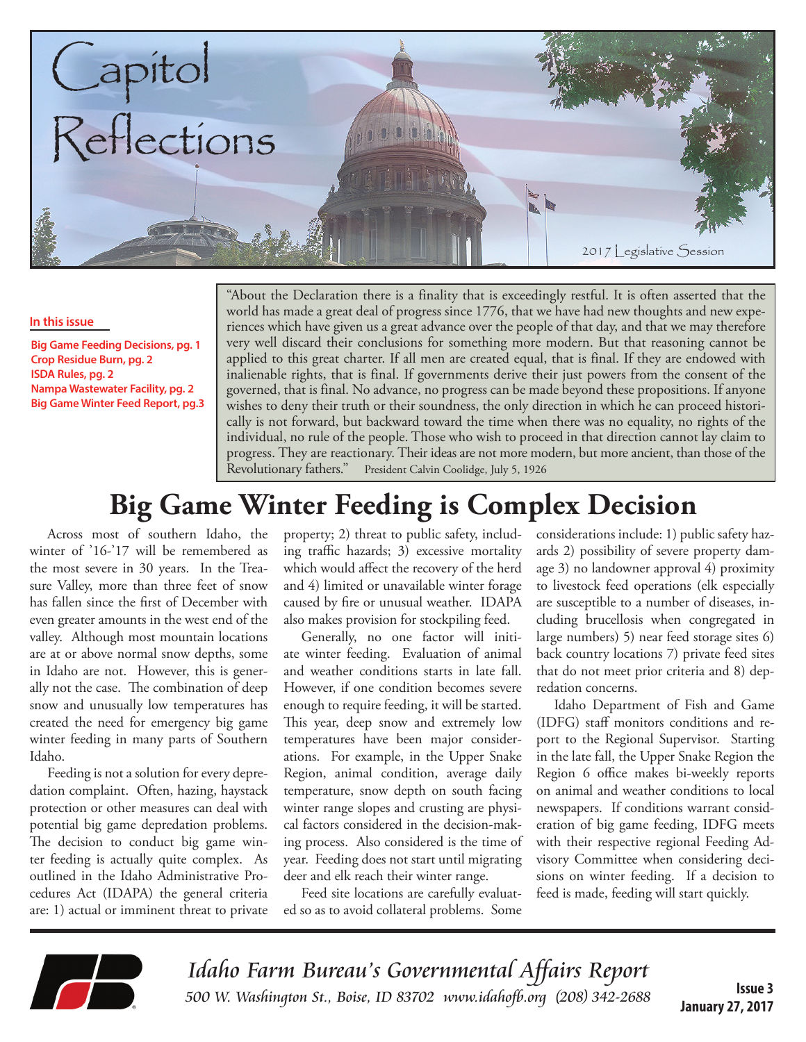# Capitol Reflections

2017 Legislative Session

**In this issue**

- Big Game Feeding Decisions, pg. 1
- Crop Residue Burn, pg. 2
- ISDA Rules, pg. 2
- Nampa Wastewater Facility, pg. 2
- Big Game Winter Feed Report, pg.3

"About the Declaration there is a finality that is exceedingly restful. It is often asserted that the world has made a great deal of progress since 1776, that we have had new thoughts and new experiences which have given us a great advance over the people of that day, and that we may therefore very well discard their conclusions for something more modern. But that reasoning cannot be applied to this great charter. If all men are created equal, that is final. If they are endowed with inalienable rights, that is final. If governments derive their just powers from the consent of the governed, that is final. No advance, no progress can be made beyond these propositions. If anyone wishes to deny their truth or their soundness, the only direction in which he can proceed historically is not forward, but backward toward the time when there was no equality, no rights of the individual, no rule of the people. Those who wish to proceed in that direction cannot lay claim to progress. They are reactionary. Their ideas are not more modern, but more ancient, than those of the Revolutionary fathers." President Calvin Coolidge, July 5, 1926

# Big Game Winter Feeding is Complex Decision

Across most of southern Idaho, the winter of '16-'17 will be remembered as the most severe in 30 years. In the Treasure Valley, more than three feet of snow has fallen since the first of December with even greater amounts in the west end of the valley. Although most mountain locations are at or above normal snow depths, some in Idaho are not. However, this is generally not the case. The combination of deep snow and unusually low temperatures has created the need for emergency big game winter feeding in many parts of Southern Idaho.

Feeding is not a solution for every depredation complaint. Often, hazing, haystack protection or other measures can deal with potential big game depredation problems. The decision to conduct big game winter feeding is actually quite complex. As outlined in the Idaho Administrative Procedures Act (IDAPA) the general criteria are: 1) actual or imminent threat to private property; 2) threat to public safety, including traffic hazards; 3) excessive mortality which would affect the recovery of the herd and 4) limited or unavailable winter forage caused by fire or unusual weather. IDAPA also makes provision for stockpiling feed.

Generally, no one factor will initiate winter feeding. Evaluation of animal and weather conditions starts in late fall. However, if one condition becomes severe enough to require feeding, it will be started. This year, deep snow and extremely low temperatures have been major considerations. For example, in the Upper Snake Region, animal condition, average daily temperature, snow depth on south facing winter range slopes and crusting are physical factors considered in the decision-making process. Also considered is the time of year. Feeding does not start until migrating deer and elk reach their winter range.

Feed site locations are carefully evaluated so as to avoid collateral problems. Some considerations include: 1) public safety hazards 2) possibility of severe property damage 3) no landowner approval 4) proximity to livestock feed operations (elk especially are susceptible to a number of diseases, including brucellosis when congregated in large numbers) 5) near feed storage sites 6) back country locations 7) private feed sites that do not meet prior criteria and 8) depredation concerns.

Idaho Department of Fish and Game (IDFG) staff monitors conditions and report to the Regional Supervisor. Starting in the late fall, the Upper Snake Region the Region 6 office makes bi-weekly reports on animal and weather conditions to local newspapers. If conditions warrant consideration of big game feeding, IDFG meets with their respective regional Feeding Advisory Committee when considering decisions on winter feeding. If a decision to feed is made, feeding will start quickly.

*Idaho Farm Bureau's Governmental Affairs Report*
*500 W. Washington St., Boise, ID 83702 www.idahofb.org (208) 342-2688*

**Issue 3**
**January 27, 2017**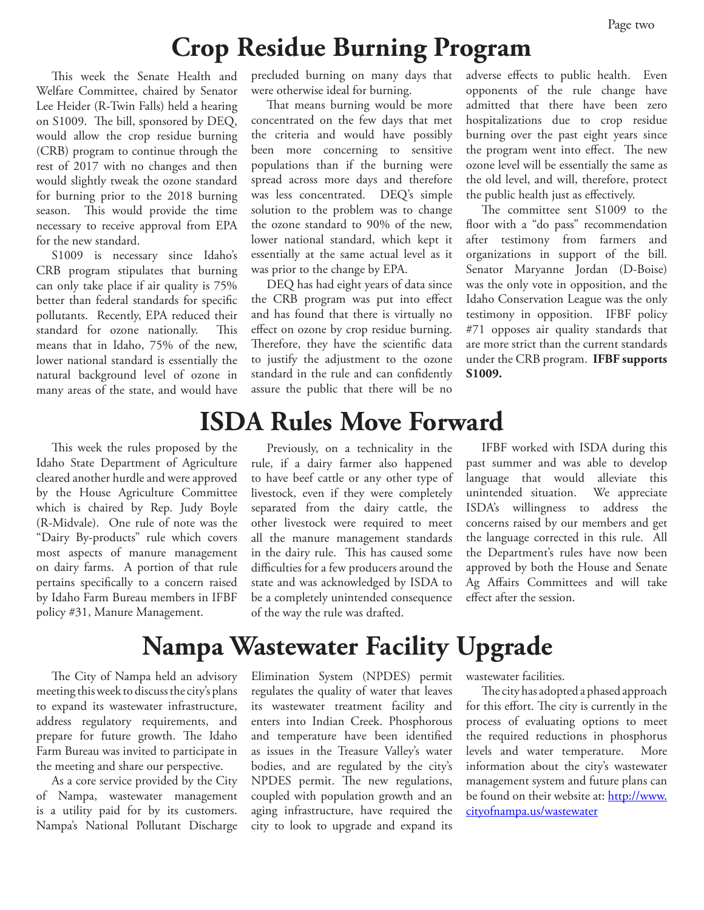# Crop Residue Burning Program

This week the Senate Health and Welfare Committee, chaired by Senator Lee Heider (R-Twin Falls) held a hearing on S1009. The bill, sponsored by DEQ, would allow the crop residue burning (CRB) program to continue through the rest of 2017 with no changes and then would slightly tweak the ozone standard for burning prior to the 2018 burning season. This would provide the time necessary to receive approval from EPA for the new standard.

S1009 is necessary since Idaho's CRB program stipulates that burning can only take place if air quality is 75% better than federal standards for specific pollutants. Recently, EPA reduced their standard for ozone nationally. This means that in Idaho, 75% of the new, lower national standard is essentially the natural background level of ozone in many areas of the state, and would have precluded burning on many days that were otherwise ideal for burning.

That means burning would be more concentrated on the few days that met the criteria and would have possibly been more concerning to sensitive populations than if the burning were spread across more days and therefore was less concentrated. DEQ's simple solution to the problem was to change the ozone standard to 90% of the new, lower national standard, which kept it essentially at the same actual level as it was prior to the change by EPA.

DEQ has had eight years of data since the CRB program was put into effect and has found that there is virtually no effect on ozone by crop residue burning. Therefore, they have the scientific data to justify the adjustment to the ozone standard in the rule and can confidently assure the public that there will be no adverse effects to public health. Even opponents of the rule change have admitted that there have been zero hospitalizations due to crop residue burning over the past eight years since the program went into effect. The new ozone level will be essentially the same as the old level, and will, therefore, protect the public health just as effectively.

The committee sent S1009 to the floor with a "do pass" recommendation after testimony from farmers and organizations in support of the bill. Senator Maryanne Jordan (D-Boise) was the only vote in opposition, and the Idaho Conservation League was the only testimony in opposition. IFBF policy #71 opposes air quality standards that are more strict than the current standards under the CRB program. **IFBF supports S1009.**

# ISDA Rules Move Forward

This week the rules proposed by the Idaho State Department of Agriculture cleared another hurdle and were approved by the House Agriculture Committee which is chaired by Rep. Judy Boyle (R-Midvale). One rule of note was the "Dairy By-products" rule which covers most aspects of manure management on dairy farms. A portion of that rule pertains specifically to a concern raised by Idaho Farm Bureau members in IFBF policy #31, Manure Management.

Previously, on a technicality in the rule, if a dairy farmer also happened to have beef cattle or any other type of livestock, even if they were completely separated from the dairy cattle, the other livestock were required to meet all the manure management standards in the dairy rule. This has caused some difficulties for a few producers around the state and was acknowledged by ISDA to be a completely unintended consequence of the way the rule was drafted.

IFBF worked with ISDA during this past summer and was able to develop language that would alleviate this unintended situation. We appreciate ISDA's willingness to address the concerns raised by our members and get the language corrected in this rule. All the Department's rules have now been approved by both the House and Senate Ag Affairs Committees and will take effect after the session.

# Nampa Wastewater Facility Upgrade

The City of Nampa held an advisory meeting this week to discuss the city's plans to expand its wastewater infrastructure, address regulatory requirements, and prepare for future growth. The Idaho Farm Bureau was invited to participate in the meeting and share our perspective.

As a core service provided by the City of Nampa, wastewater management is a utility paid for by its customers. Nampa's National Pollutant Discharge Elimination System (NPDES) permit regulates the quality of water that leaves its wastewater treatment facility and enters into Indian Creek. Phosphorous and temperature have been identified as issues in the Treasure Valley's water bodies, and are regulated by the city's NPDES permit. The new regulations, coupled with population growth and an aging infrastructure, have required the city to look to upgrade and expand its wastewater facilities.

The city has adopted a phased approach for this effort. The city is currently in the process of evaluating options to meet the required reductions in phosphorus levels and water temperature. More information about the city's wastewater management system and future plans can be found on their website at: http://www.cityofnampa.us/wastewater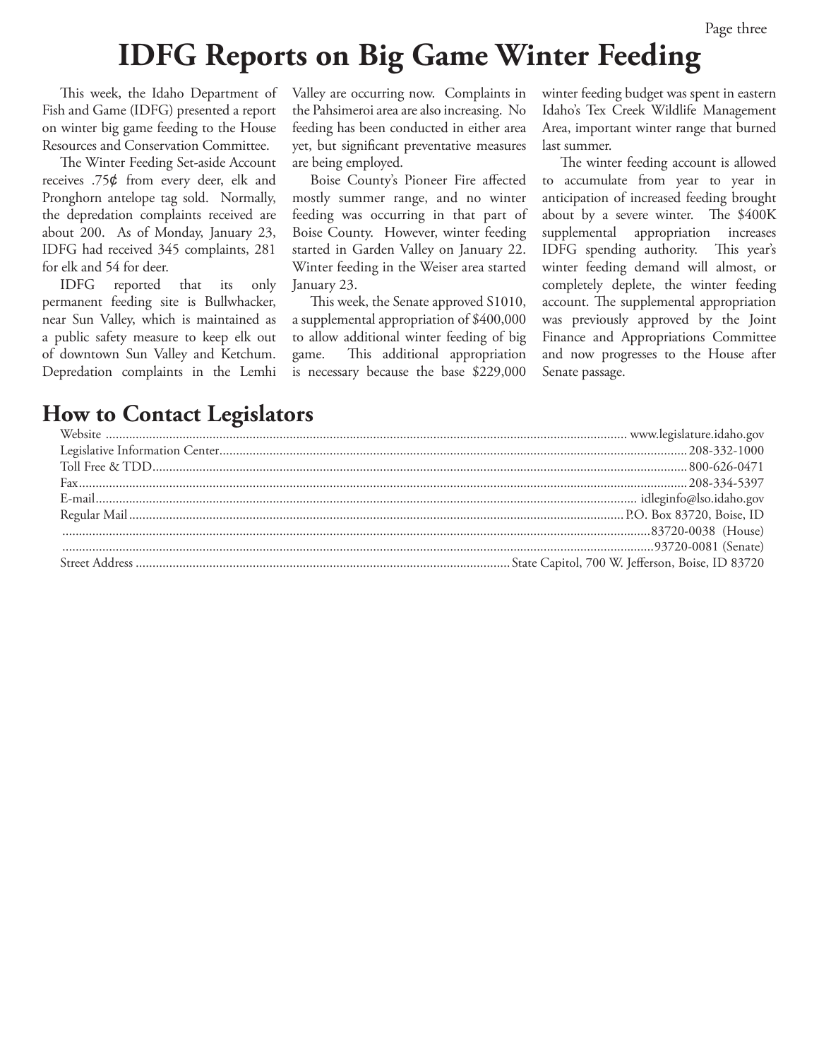# IDFG Reports on Big Game Winter Feeding

This week, the Idaho Department of Fish and Game (IDFG) presented a report on winter big game feeding to the House Resources and Conservation Committee.

The Winter Feeding Set-aside Account receives .75¢ from every deer, elk and Pronghorn antelope tag sold. Normally, the depredation complaints received are about 200. As of Monday, January 23, IDFG had received 345 complaints, 281 for elk and 54 for deer.

IDFG reported that its only permanent feeding site is Bullwhacker, near Sun Valley, which is maintained as a public safety measure to keep elk out of downtown Sun Valley and Ketchum. Depredation complaints in the Lemhi Valley are occurring now. Complaints in the Pahsimeroi area are also increasing. No feeding has been conducted in either area yet, but significant preventative measures are being employed.

Boise County's Pioneer Fire affected mostly summer range, and no winter feeding was occurring in that part of Boise County. However, winter feeding started in Garden Valley on January 22. Winter feeding in the Weiser area started January 23.

This week, the Senate approved S1010, a supplemental appropriation of $400,000 to allow additional winter feeding of big game. This additional appropriation is necessary because the base $229,000 winter feeding budget was spent in eastern Idaho's Tex Creek Wildlife Management Area, important winter range that burned last summer.

The winter feeding account is allowed to accumulate from year to year in anticipation of increased feeding brought about by a severe winter. The $400K supplemental appropriation increases IDFG spending authority. This year's winter feeding demand will almost, or completely deplete, the winter feeding account. The supplemental appropriation was previously approved by the Joint Finance and Appropriations Committee and now progresses to the House after Senate passage.

## How to Contact Legislators

Website ........ www.legislature.idaho.gov
Legislative Information Center........ 208-332-1000
Toll Free & TDD........ 800-626-0471
Fax........ 208-334-5397
E-mail........ idleginfo@lso.idaho.gov
Regular Mail........ P.O. Box 83720, Boise, ID
........ 83720-0038 (House)
........ 93720-0081 (Senate)
Street Address ........ State Capitol, 700 W. Jefferson, Boise, ID 83720